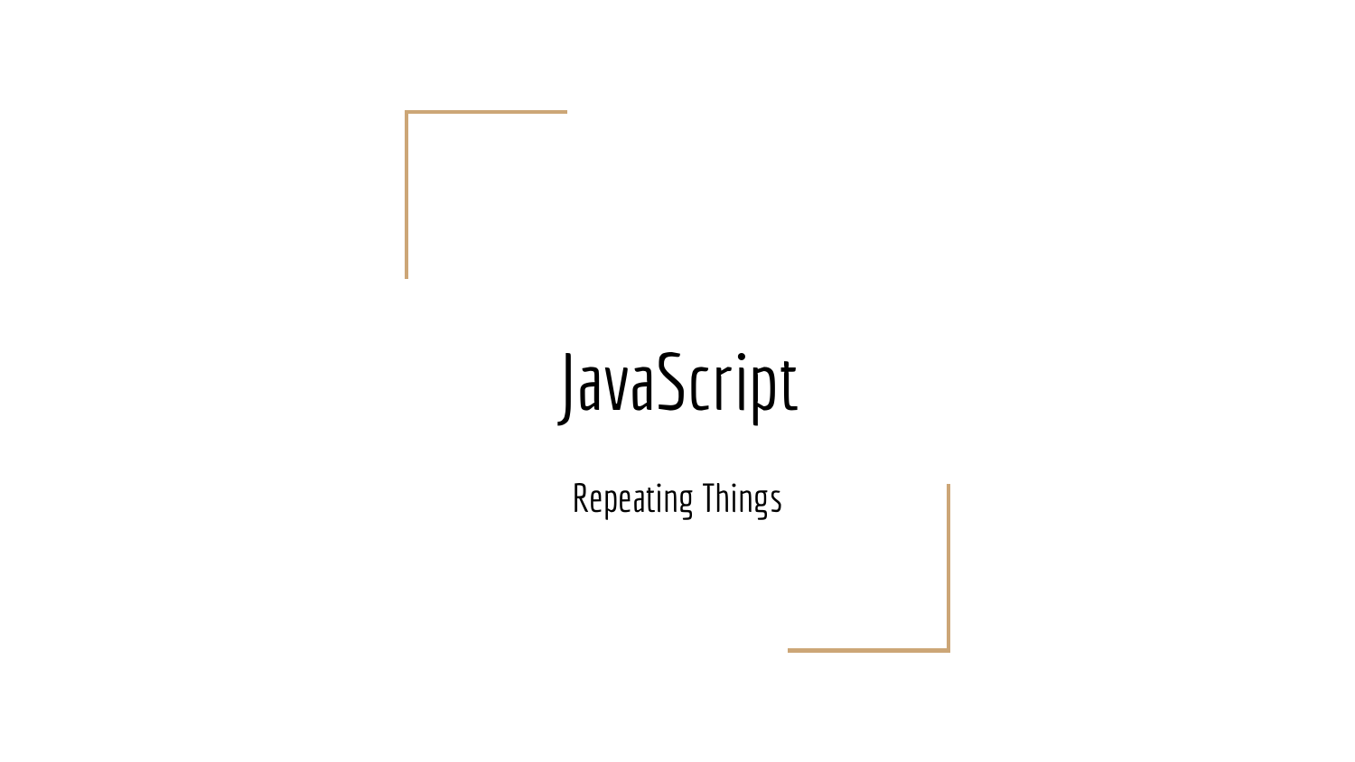# JavaScript

Repeating Things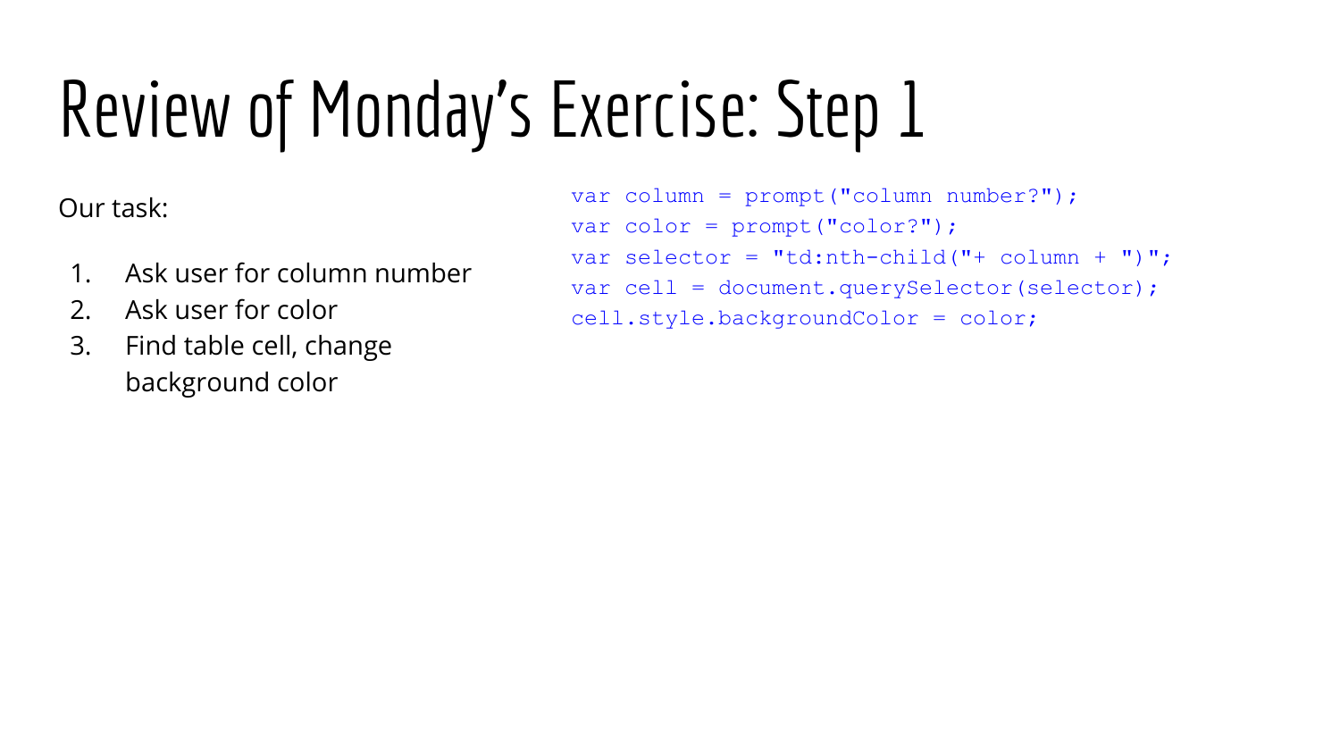# Review of Monday's Exercise: Step 1

Our task:

1. Ask user for column number
2. Ask user for color
3. Find table cell, change background color

```
var column = prompt("column number?");
var color = prompt("color?");
var selector = "td:nth-child("+ column + ")";
var cell = document.querySelector(selector);
cell.style.backgroundColor = color;
```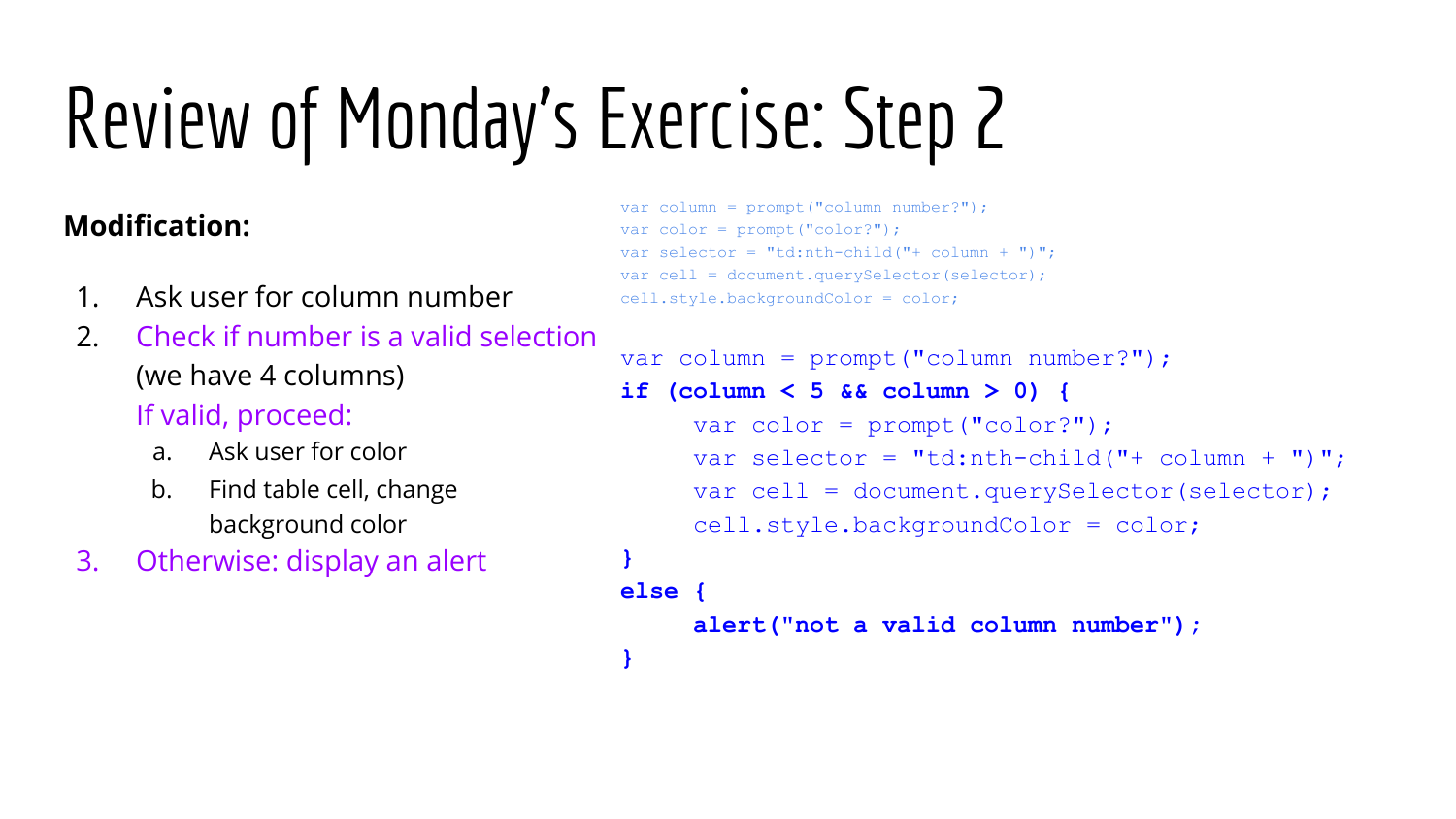# Review of Monday's Exercise: Step 2

**Modification:**

1. Ask user for column number
2. Check if number is a valid selection (we have 4 columns)
   If valid, proceed:
   a. Ask user for color
   b. Find table cell, change background color
3. Otherwise: display an alert

```
var column = prompt("column number?");
var color = prompt("color?");
var selector = "td:nth-child("+ column + ")";
var cell = document.querySelector(selector);
cell.style.backgroundColor = color;
```

```
var column = prompt("column number?");
if (column < 5 && column > 0) {
     var color = prompt("color?");
     var selector = "td:nth-child("+ column + ")";
     var cell = document.querySelector(selector);
     cell.style.backgroundColor = color;
}
else {
     alert("not a valid column number");
}
```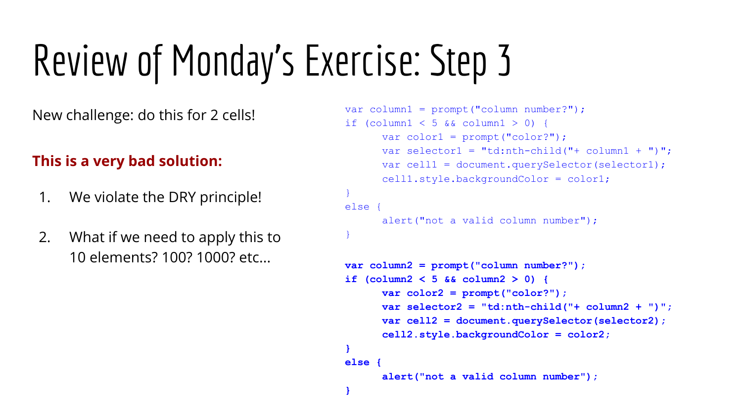# Review of Monday's Exercise: Step 3

New challenge: do this for 2 cells!

**This is a very bad solution:**

1. We violate the DRY principle!
2. What if we need to apply this to 10 elements? 100? 1000? etc...

```
var column1 = prompt("column number?");
if (column1 < 5 && column1 > 0) {
      var color1 = prompt("color?");
      var selector1 = "td:nth-child("+ column1 + ")";
      var cell1 = document.querySelector(selector1);
      cell1.style.backgroundColor = color1;
}
else {
      alert("not a valid column number");
}

var column2 = prompt("column number?");
if (column2 < 5 && column2 > 0) {
      var color2 = prompt("color?");
      var selector2 = "td:nth-child("+ column2 + ")";
      var cell2 = document.querySelector(selector2);
      cell2.style.backgroundColor = color2;
}
else {
      alert("not a valid column number");
}
```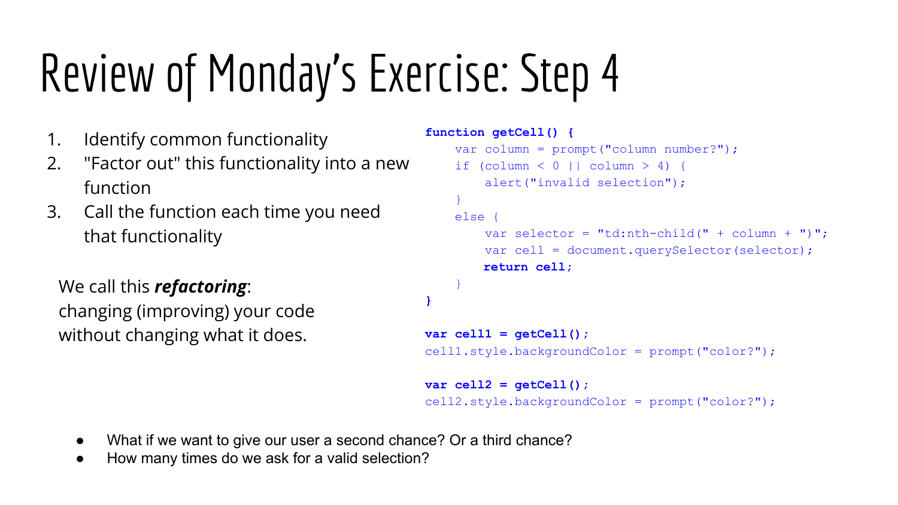# Review of Monday's Exercise: Step 4

1. Identify common functionality
2. "Factor out" this functionality into a new function
3. Call the function each time you need that functionality

We call this ***refactoring***: changing (improving) your code without changing what it does.

```
function getCell() {
    var column = prompt("column number?");
    if (column < 0 || column > 4) {
        alert("invalid selection");
    }
    else {
        var selector = "td:nth-child(" + column + ")";
        var cell = document.querySelector(selector);
        return cell;
    }
}

var cell1 = getCell();
cell1.style.backgroundColor = prompt("color?");

var cell2 = getCell();
cell2.style.backgroundColor = prompt("color?");
```

- What if we want to give our user a second chance? Or a third chance?
- How many times do we ask for a valid selection?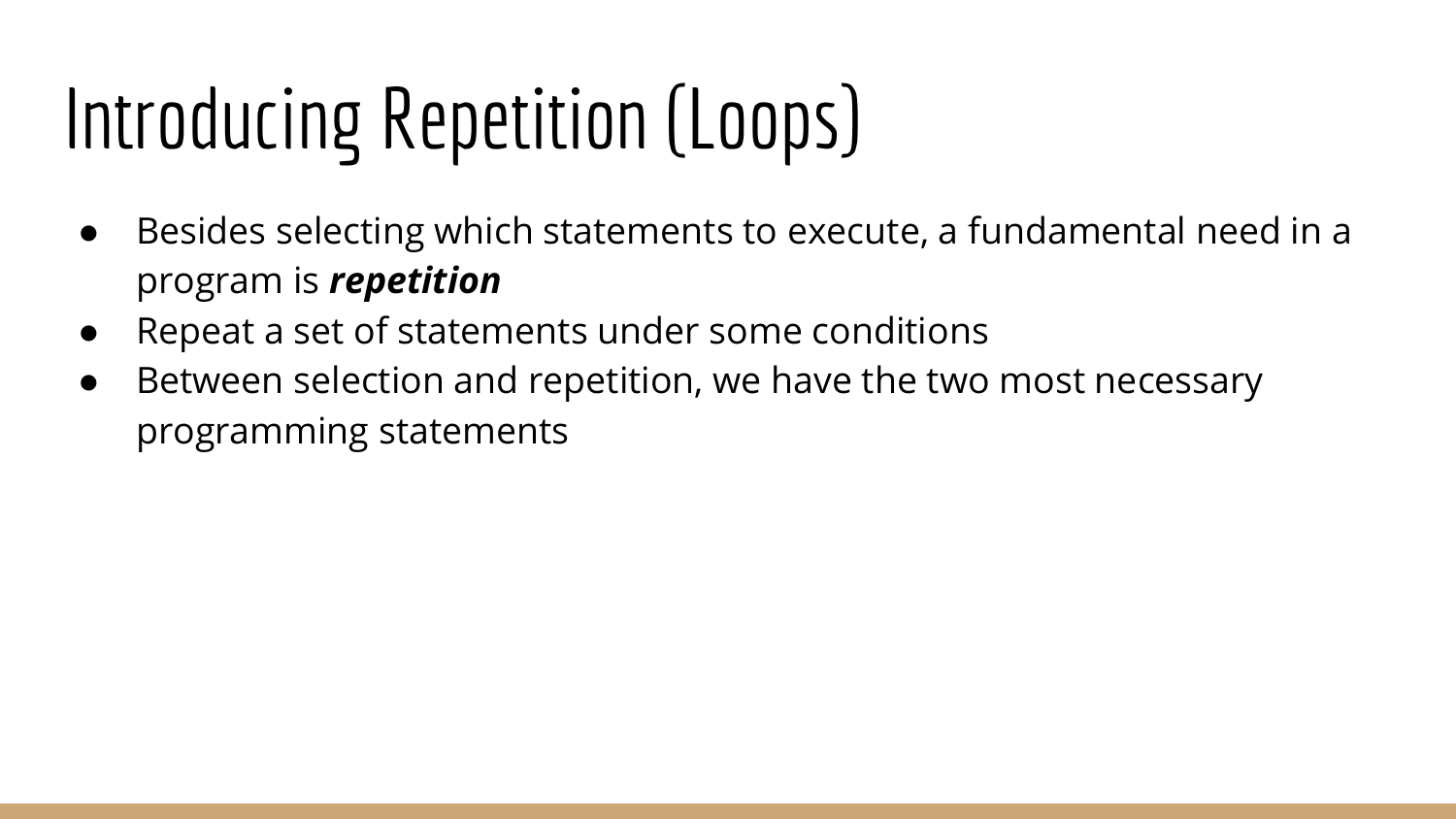# Introducing Repetition (Loops)

- Besides selecting which statements to execute, a fundamental need in a program is ***repetition***
- Repeat a set of statements under some conditions
- Between selection and repetition, we have the two most necessary programming statements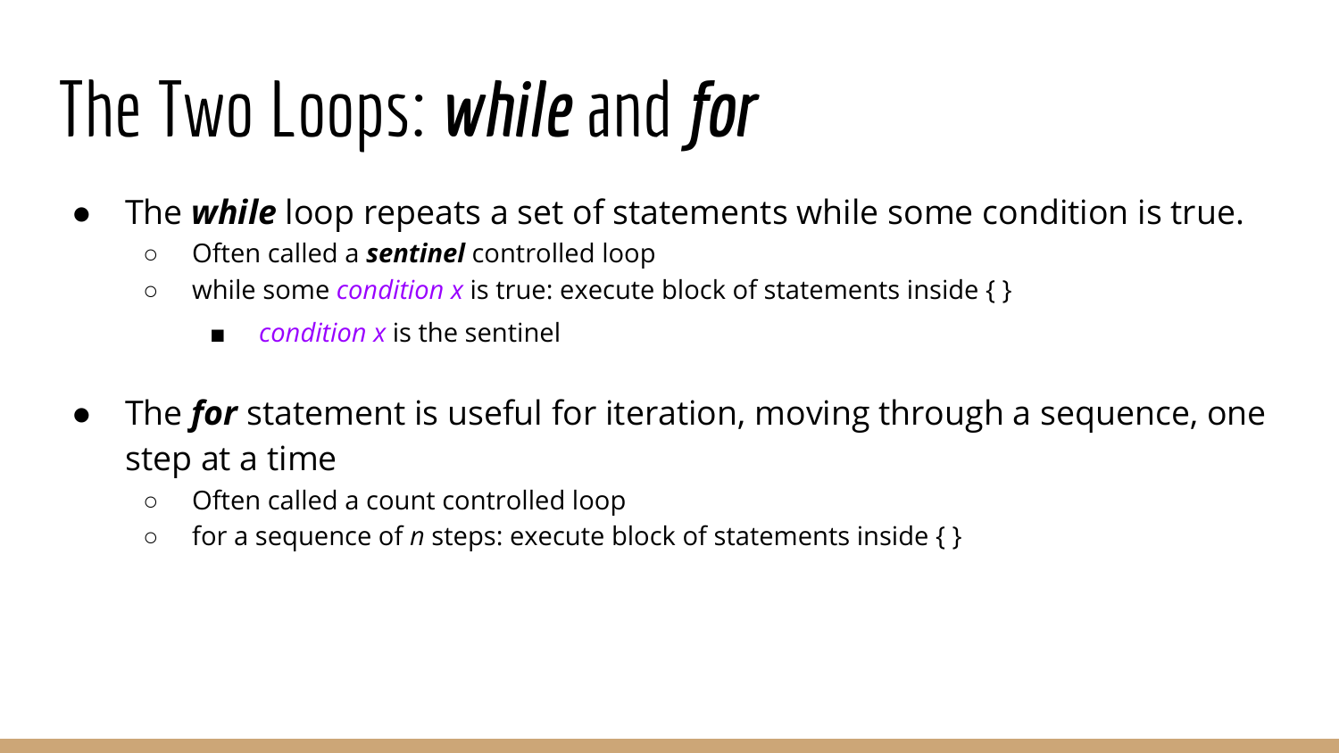# The Two Loops: ***while*** and ***for***

- The ***while*** loop repeats a set of statements while some condition is true.
  - Often called a ***sentinel*** controlled loop
  - while some *condition x* is true: execute block of statements inside { }
    - *condition x* is the sentinel
- The ***for*** statement is useful for iteration, moving through a sequence, one step at a time
  - Often called a count controlled loop
  - for a sequence of *n* steps: execute block of statements inside { }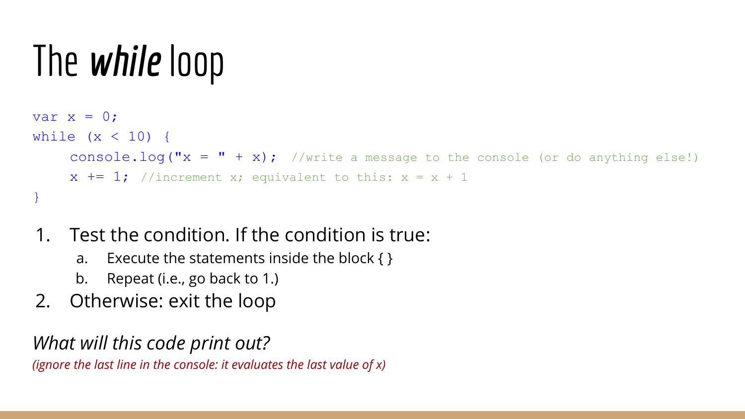# The *while* loop

```
var x = 0;
while (x < 10) {
    console.log("x = " + x);  //write a message to the console (or do anything else!)
    x += 1; //increment x; equivalent to this: x = x + 1
}
```

1. Test the condition. If the condition is true:
   a. Execute the statements inside the block { }
   b. Repeat (i.e., go back to 1.)
2. Otherwise: exit the loop

*What will this code print out?*

*(ignore the last line in the console: it evaluates the last value of x)*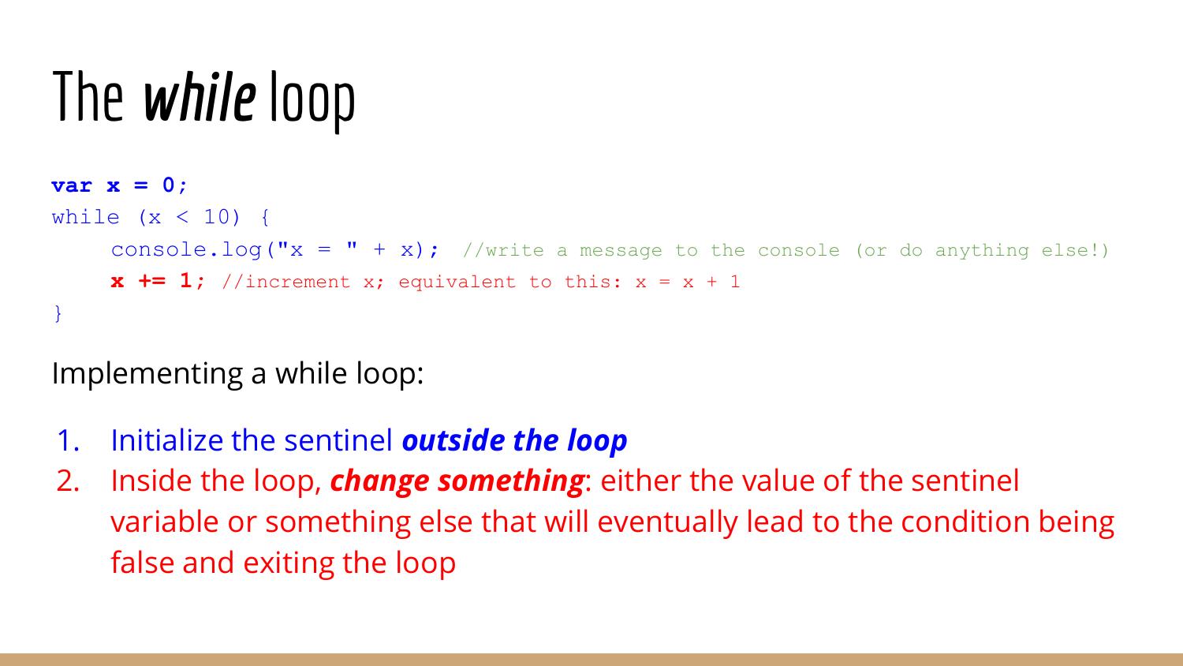# The *while* loop

```
var x = 0;
while (x < 10) {
    console.log("x = " + x);  //write a message to the console (or do anything else!)
    x += 1; //increment x; equivalent to this: x = x + 1
}
```

Implementing a while loop:

1. Initialize the sentinel ***outside the loop***
2. Inside the loop, ***change something***: either the value of the sentinel variable or something else that will eventually lead to the condition being false and exiting the loop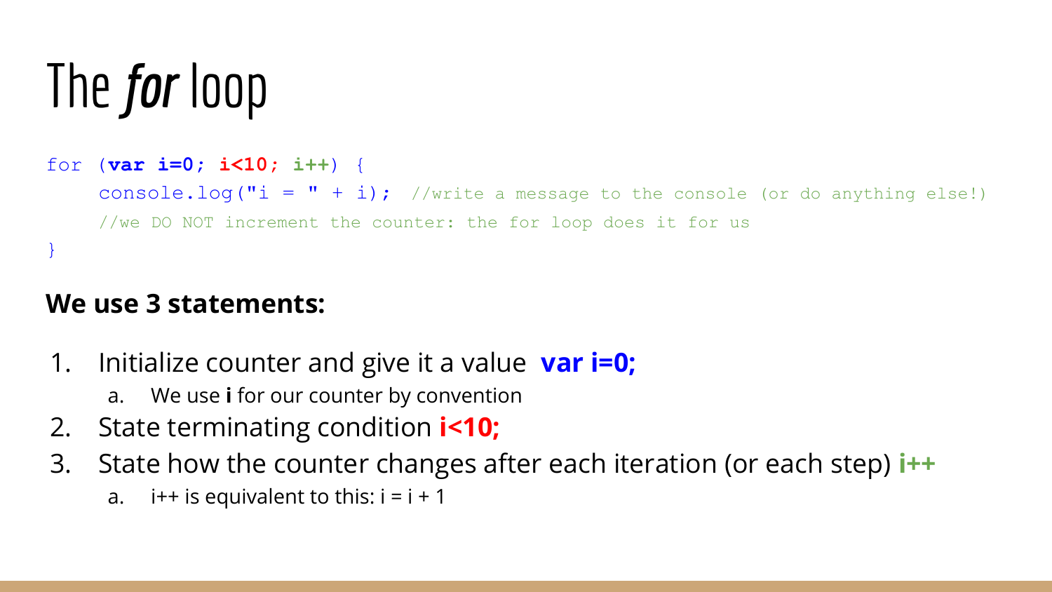# The *for* loop

```
for (var i=0; i<10; i++) {
    console.log("i = " + i);  //write a message to the console (or do anything else!)
    //we DO NOT increment the counter: the for loop does it for us
}
```

**We use 3 statements:**

1. Initialize counter and give it a value **var i=0;**
   a. We use **i** for our counter by convention
2. State terminating condition **i<10;**
3. State how the counter changes after each iteration (or each step) **i++**
   a. i++ is equivalent to this: i = i + 1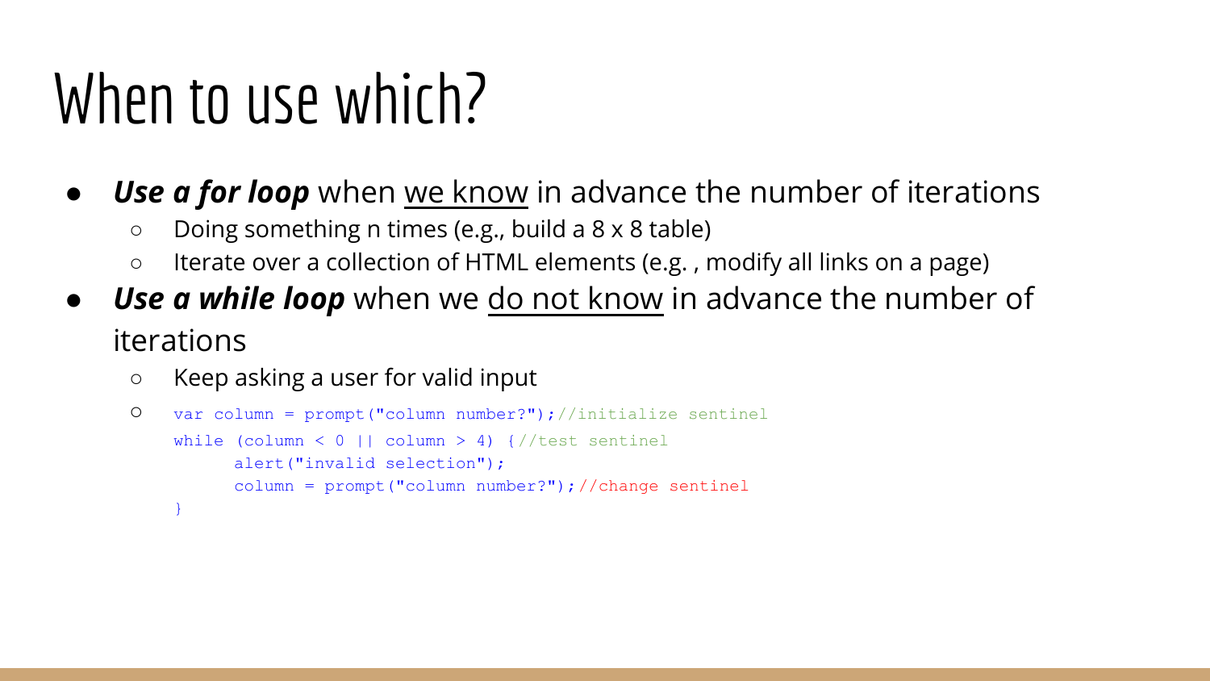# When to use which?

- ***Use a for loop*** when we know in advance the number of iterations
  - Doing something n times (e.g., build a 8 x 8 table)
  - Iterate over a collection of HTML elements (e.g. , modify all links on a page)
- ***Use a while loop*** when we do not know in advance the number of iterations
  - Keep asking a user for valid input
  - 

```
var column = prompt("column number?");//initialize sentinel
while (column < 0 || column > 4) {//test sentinel
      alert("invalid selection");
      column = prompt("column number?");//change sentinel
}
```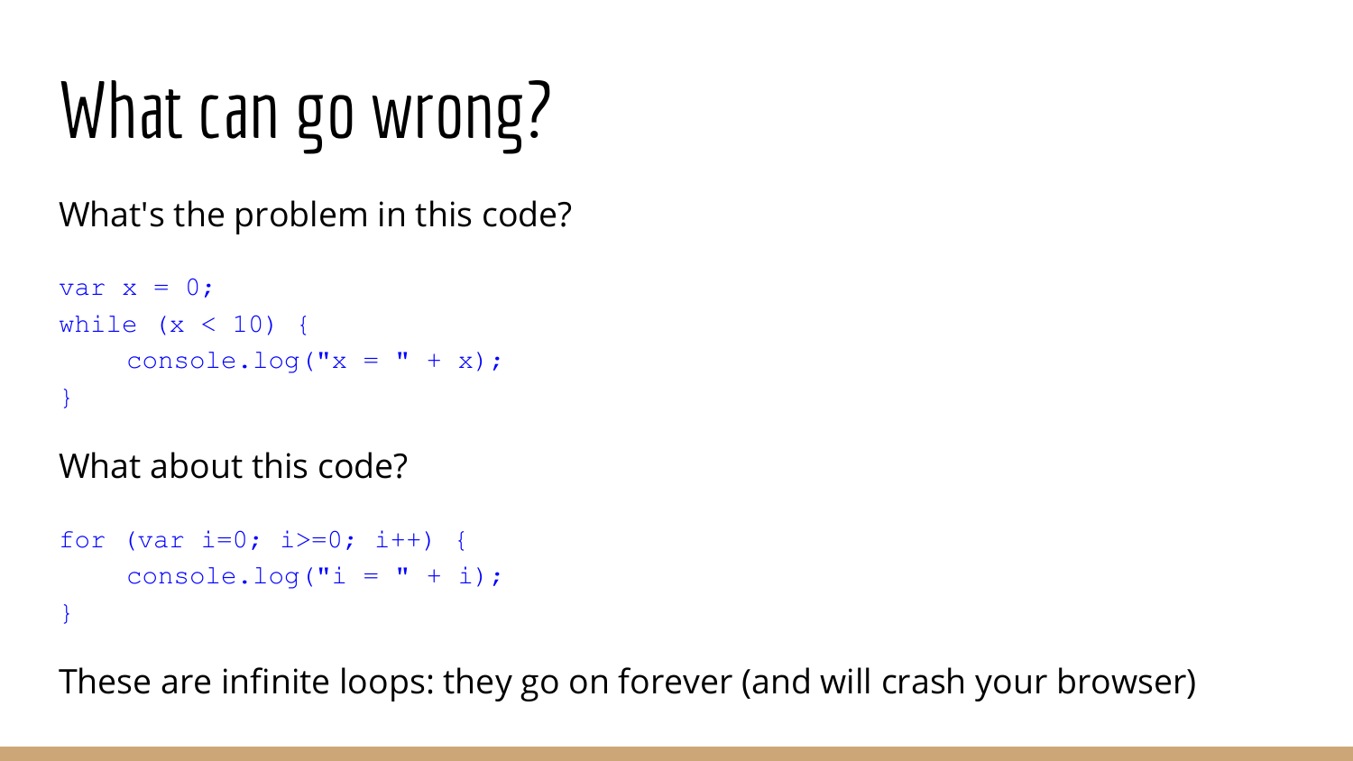# What can go wrong?

What's the problem in this code?

```
var x = 0;
while (x < 10) {
    console.log("x = " + x);
}
```

What about this code?

```
for (var i=0; i>=0; i++) {
    console.log("i = " + i);
}
```

These are infinite loops: they go on forever (and will crash your browser)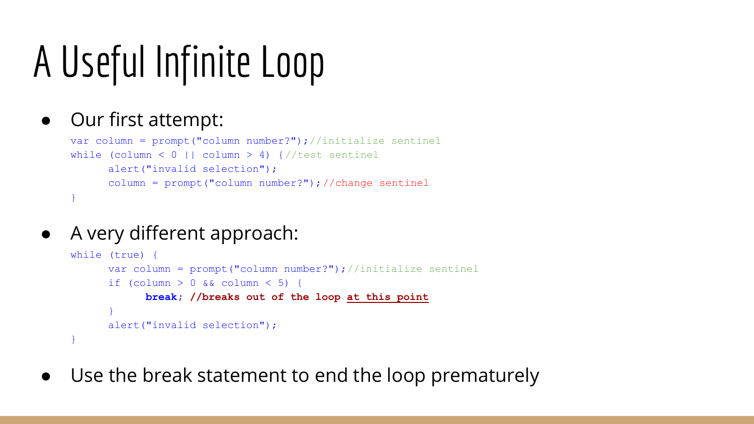# A Useful Infinite Loop

- Our first attempt:

```
var column = prompt("column number?");//initialize sentinel
while (column < 0 || column > 4) {//test sentinel
      alert("invalid selection");
      column = prompt("column number?");//change sentinel
}
```

- A very different approach:

```
while (true) {
      var column = prompt("column number?");//initialize sentinel
      if (column > 0 && column < 5) {
            break; //breaks out of the loop at this point
      }
      alert("invalid selection");
}
```

- Use the break statement to end the loop prematurely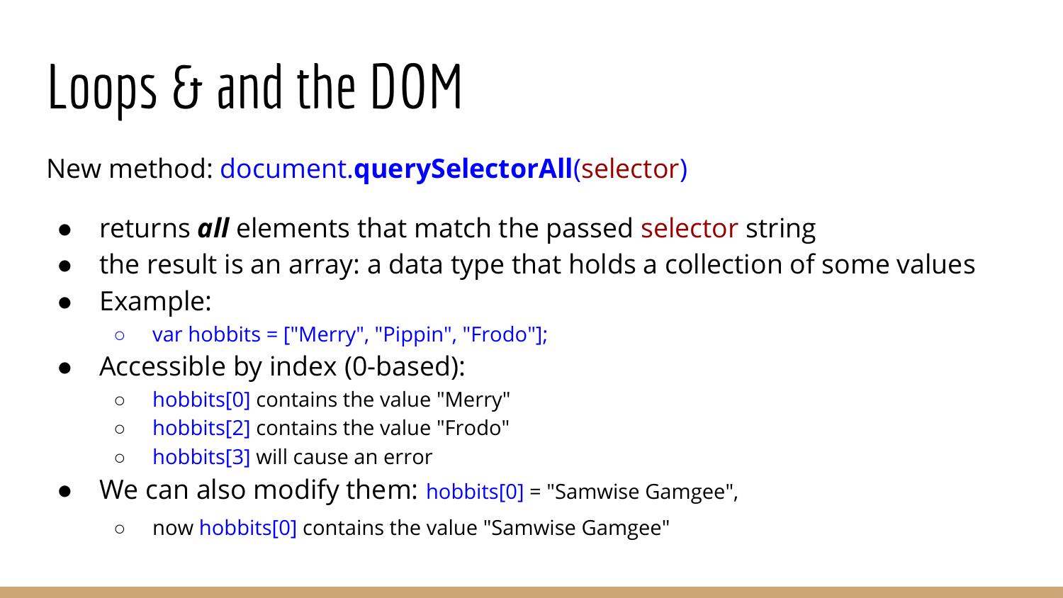# Loops & and the DOM

New method: document.**querySelectorAll**(selector)

- returns ***all*** elements that match the passed selector string
- the result is an array: a data type that holds a collection of some values
- Example:
  - var hobbits = ["Merry", "Pippin", "Frodo"];
- Accessible by index (0-based):
  - hobbits[0] contains the value "Merry"
  - hobbits[2] contains the value "Frodo"
  - hobbits[3] will cause an error
- We can also modify them: hobbits[0] = "Samwise Gamgee",
  - now hobbits[0] contains the value "Samwise Gamgee"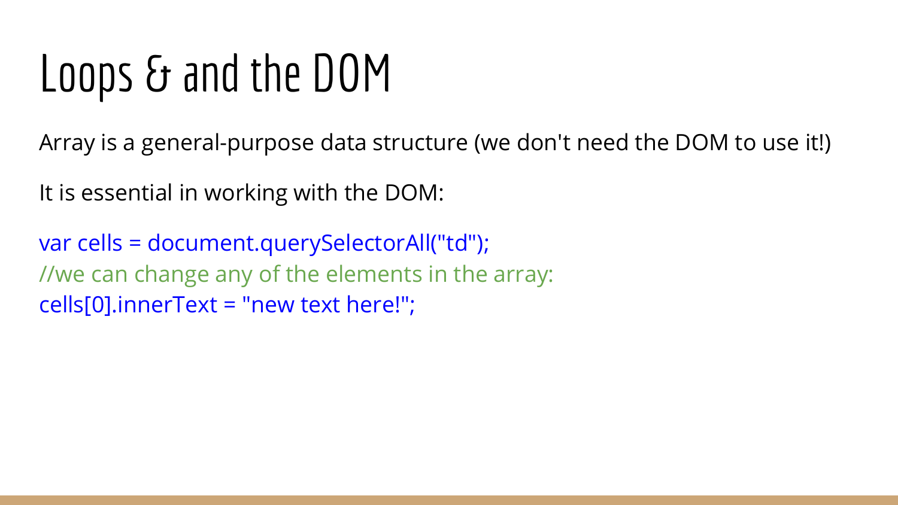# Loops & and the DOM

Array is a general-purpose data structure (we don't need the DOM to use it!)

It is essential in working with the DOM:

```
var cells = document.querySelectorAll("td");
//we can change any of the elements in the array:
cells[0].innerText = "new text here!";
```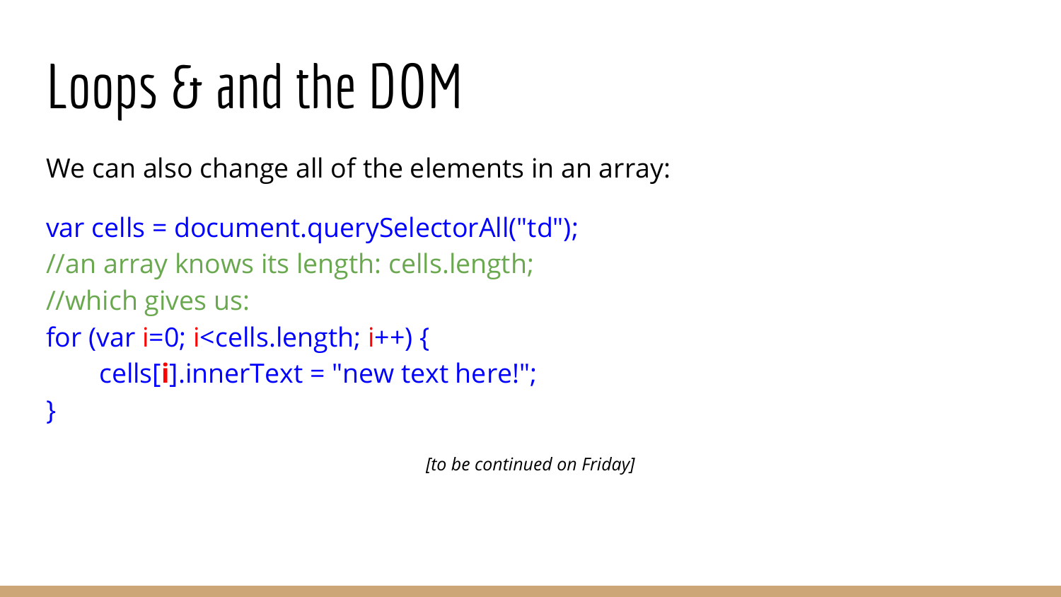# Loops & and the DOM

We can also change all of the elements in an array:

```
var cells = document.querySelectorAll("td");
//an array knows its length: cells.length;
//which gives us:
for (var i=0; i<cells.length; i++) {
    cells[i].innerText = "new text here!";
}
```

*[to be continued on Friday]*